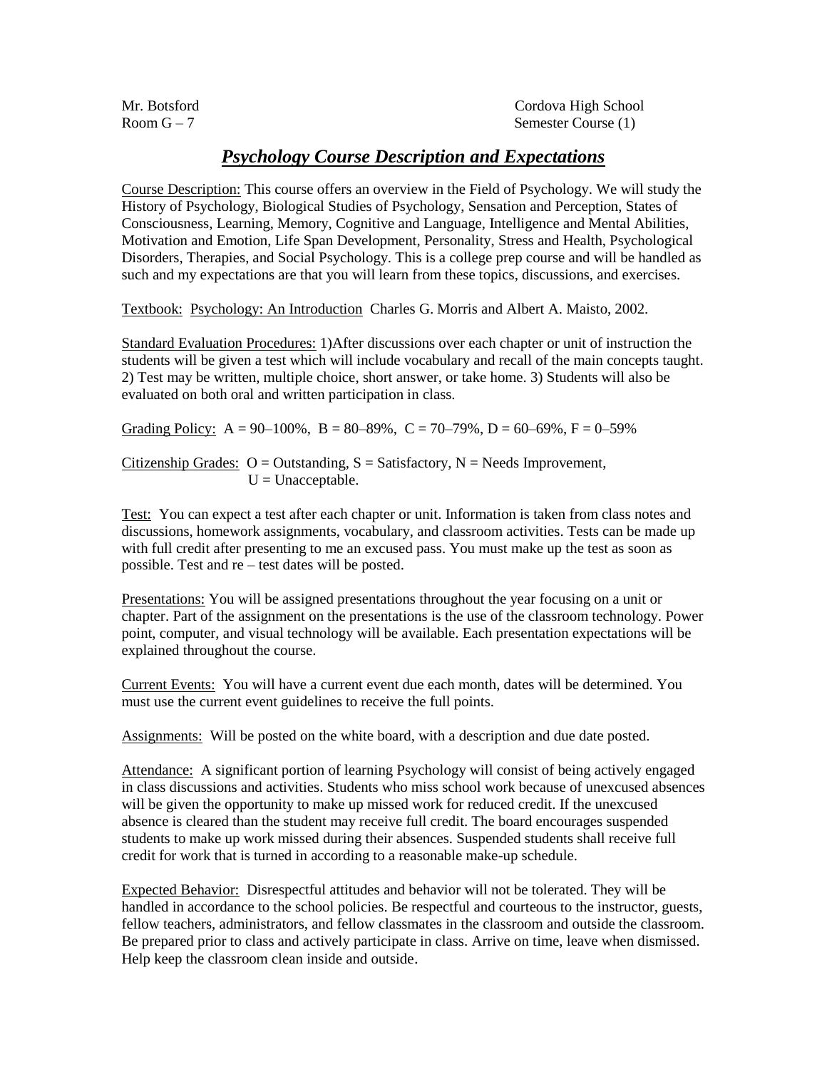Mr. Botsford
Room G – 7

Cordova High School
Semester Course (1)

# *Psychology Course Description and Expectations*

Course Description: This course offers an overview in the Field of Psychology. We will study the History of Psychology, Biological Studies of Psychology, Sensation and Perception, States of Consciousness, Learning, Memory, Cognitive and Language, Intelligence and Mental Abilities, Motivation and Emotion, Life Span Development, Personality, Stress and Health, Psychological Disorders, Therapies, and Social Psychology. This is a college prep course and will be handled as such and my expectations are that you will learn from these topics, discussions, and exercises.

Textbook: Psychology: An Introduction Charles G. Morris and Albert A. Maisto, 2002.

Standard Evaluation Procedures: 1)After discussions over each chapter or unit of instruction the students will be given a test which will include vocabulary and recall of the main concepts taught. 2) Test may be written, multiple choice, short answer, or take home. 3) Students will also be evaluated on both oral and written participation in class.

Grading Policy: A = 90–100%, B = 80–89%, C = 70–79%, D = 60–69%, F = 0–59%

Citizenship Grades: O = Outstanding, S = Satisfactory, N = Needs Improvement, U = Unacceptable.

Test: You can expect a test after each chapter or unit. Information is taken from class notes and discussions, homework assignments, vocabulary, and classroom activities. Tests can be made up with full credit after presenting to me an excused pass. You must make up the test as soon as possible. Test and re – test dates will be posted.

Presentations: You will be assigned presentations throughout the year focusing on a unit or chapter. Part of the assignment on the presentations is the use of the classroom technology. Power point, computer, and visual technology will be available. Each presentation expectations will be explained throughout the course.

Current Events: You will have a current event due each month, dates will be determined. You must use the current event guidelines to receive the full points.

Assignments: Will be posted on the white board, with a description and due date posted.

Attendance: A significant portion of learning Psychology will consist of being actively engaged in class discussions and activities. Students who miss school work because of unexcused absences will be given the opportunity to make up missed work for reduced credit. If the unexcused absence is cleared than the student may receive full credit. The board encourages suspended students to make up work missed during their absences. Suspended students shall receive full credit for work that is turned in according to a reasonable make-up schedule.

Expected Behavior: Disrespectful attitudes and behavior will not be tolerated. They will be handled in accordance to the school policies. Be respectful and courteous to the instructor, guests, fellow teachers, administrators, and fellow classmates in the classroom and outside the classroom. Be prepared prior to class and actively participate in class. Arrive on time, leave when dismissed. Help keep the classroom clean inside and outside.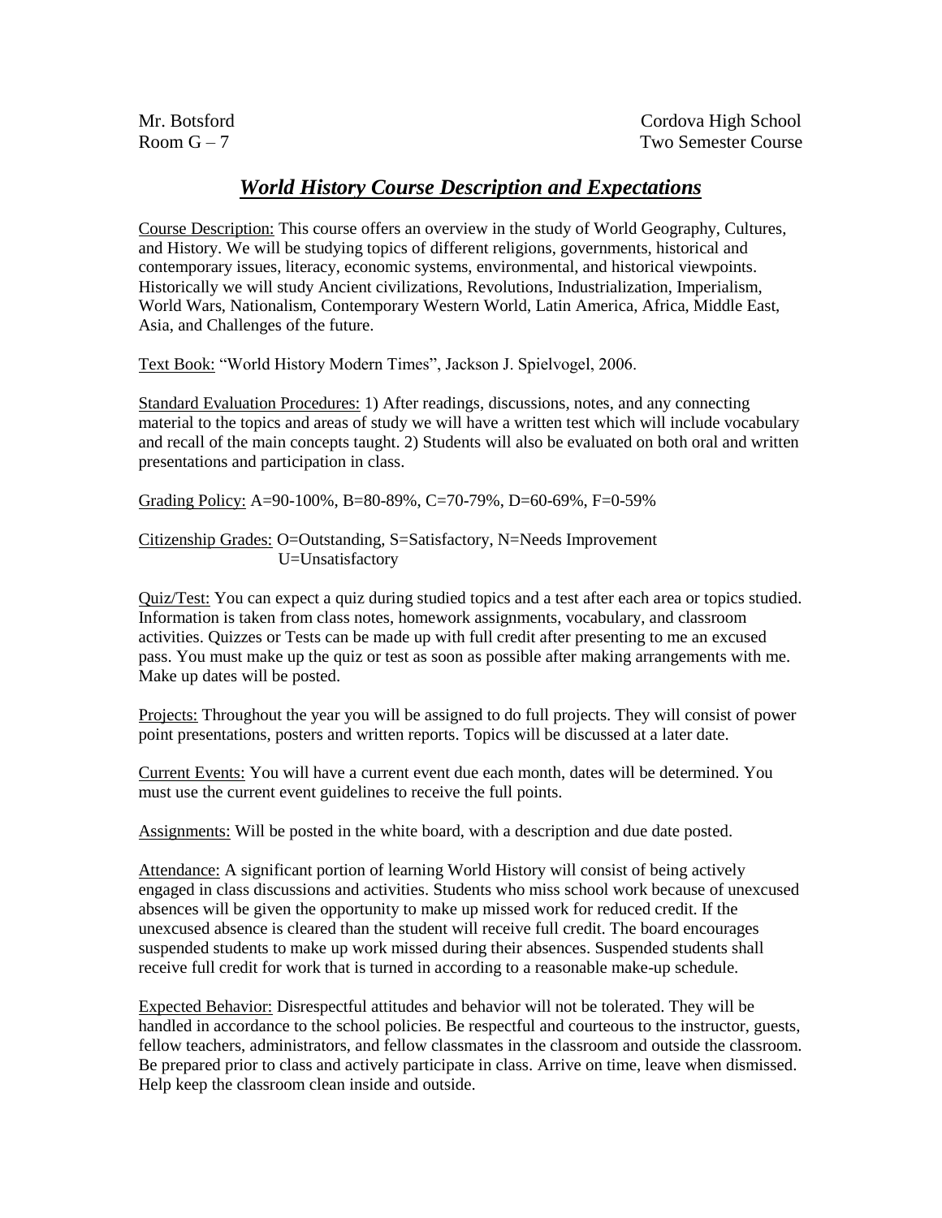Mr. Botsford
Room G – 7

Cordova High School
Two Semester Course

# ***World History Course Description and Expectations***

Course Description: This course offers an overview in the study of World Geography, Cultures, and History. We will be studying topics of different religions, governments, historical and contemporary issues, literacy, economic systems, environmental, and historical viewpoints. Historically we will study Ancient civilizations, Revolutions, Industrialization, Imperialism, World Wars, Nationalism, Contemporary Western World, Latin America, Africa, Middle East, Asia, and Challenges of the future.

Text Book: "World History Modern Times", Jackson J. Spielvogel, 2006.

Standard Evaluation Procedures: 1) After readings, discussions, notes, and any connecting material to the topics and areas of study we will have a written test which will include vocabulary and recall of the main concepts taught. 2) Students will also be evaluated on both oral and written presentations and participation in class.

Grading Policy: A=90-100%, B=80-89%, C=70-79%, D=60-69%, F=0-59%

Citizenship Grades: O=Outstanding, S=Satisfactory, N=Needs Improvement
U=Unsatisfactory

Quiz/Test: You can expect a quiz during studied topics and a test after each area or topics studied. Information is taken from class notes, homework assignments, vocabulary, and classroom activities. Quizzes or Tests can be made up with full credit after presenting to me an excused pass. You must make up the quiz or test as soon as possible after making arrangements with me. Make up dates will be posted.

Projects: Throughout the year you will be assigned to do full projects. They will consist of power point presentations, posters and written reports. Topics will be discussed at a later date.

Current Events: You will have a current event due each month, dates will be determined. You must use the current event guidelines to receive the full points.

Assignments: Will be posted in the white board, with a description and due date posted.

Attendance: A significant portion of learning World History will consist of being actively engaged in class discussions and activities. Students who miss school work because of unexcused absences will be given the opportunity to make up missed work for reduced credit. If the unexcused absence is cleared than the student will receive full credit. The board encourages suspended students to make up work missed during their absences. Suspended students shall receive full credit for work that is turned in according to a reasonable make-up schedule.

Expected Behavior: Disrespectful attitudes and behavior will not be tolerated. They will be handled in accordance to the school policies. Be respectful and courteous to the instructor, guests, fellow teachers, administrators, and fellow classmates in the classroom and outside the classroom. Be prepared prior to class and actively participate in class. Arrive on time, leave when dismissed. Help keep the classroom clean inside and outside.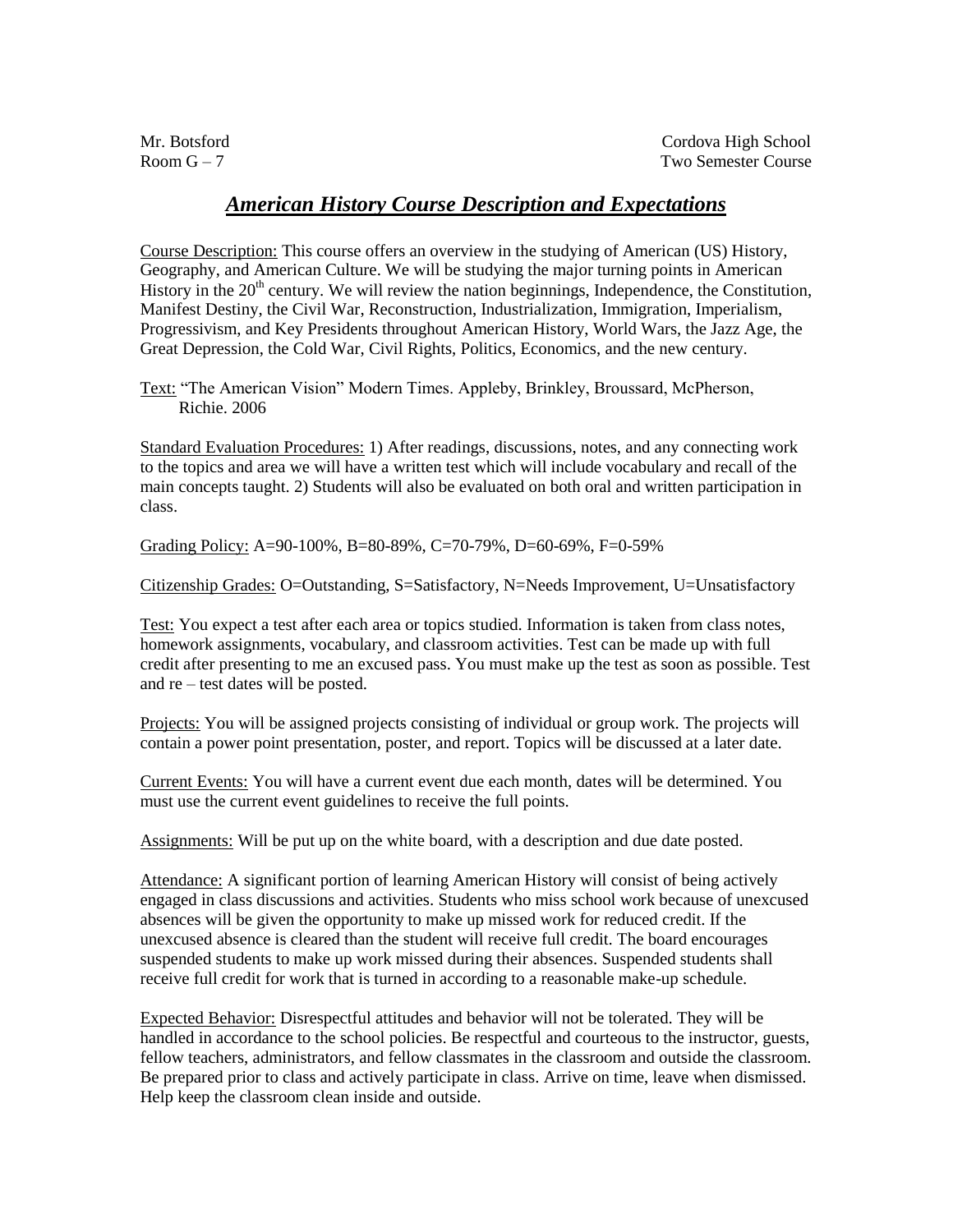Mr. Botsford
Room G – 7

Cordova High School
Two Semester Course

## ***American History Course Description and Expectations***

Course Description: This course offers an overview in the studying of American (US) History, Geography, and American Culture. We will be studying the major turning points in American History in the 20th century. We will review the nation beginnings, Independence, the Constitution, Manifest Destiny, the Civil War, Reconstruction, Industrialization, Immigration, Imperialism, Progressivism, and Key Presidents throughout American History, World Wars, the Jazz Age, the Great Depression, the Cold War, Civil Rights, Politics, Economics, and the new century.

Text: "The American Vision" Modern Times. Appleby, Brinkley, Broussard, McPherson, Richie. 2006

Standard Evaluation Procedures: 1) After readings, discussions, notes, and any connecting work to the topics and area we will have a written test which will include vocabulary and recall of the main concepts taught. 2) Students will also be evaluated on both oral and written participation in class.

Grading Policy: A=90-100%, B=80-89%, C=70-79%, D=60-69%, F=0-59%

Citizenship Grades: O=Outstanding, S=Satisfactory, N=Needs Improvement, U=Unsatisfactory

Test: You expect a test after each area or topics studied. Information is taken from class notes, homework assignments, vocabulary, and classroom activities. Test can be made up with full credit after presenting to me an excused pass. You must make up the test as soon as possible. Test and re – test dates will be posted.

Projects: You will be assigned projects consisting of individual or group work. The projects will contain a power point presentation, poster, and report. Topics will be discussed at a later date.

Current Events: You will have a current event due each month, dates will be determined. You must use the current event guidelines to receive the full points.

Assignments: Will be put up on the white board, with a description and due date posted.

Attendance: A significant portion of learning American History will consist of being actively engaged in class discussions and activities. Students who miss school work because of unexcused absences will be given the opportunity to make up missed work for reduced credit. If the unexcused absence is cleared than the student will receive full credit. The board encourages suspended students to make up work missed during their absences. Suspended students shall receive full credit for work that is turned in according to a reasonable make-up schedule.

Expected Behavior: Disrespectful attitudes and behavior will not be tolerated. They will be handled in accordance to the school policies. Be respectful and courteous to the instructor, guests, fellow teachers, administrators, and fellow classmates in the classroom and outside the classroom. Be prepared prior to class and actively participate in class. Arrive on time, leave when dismissed. Help keep the classroom clean inside and outside.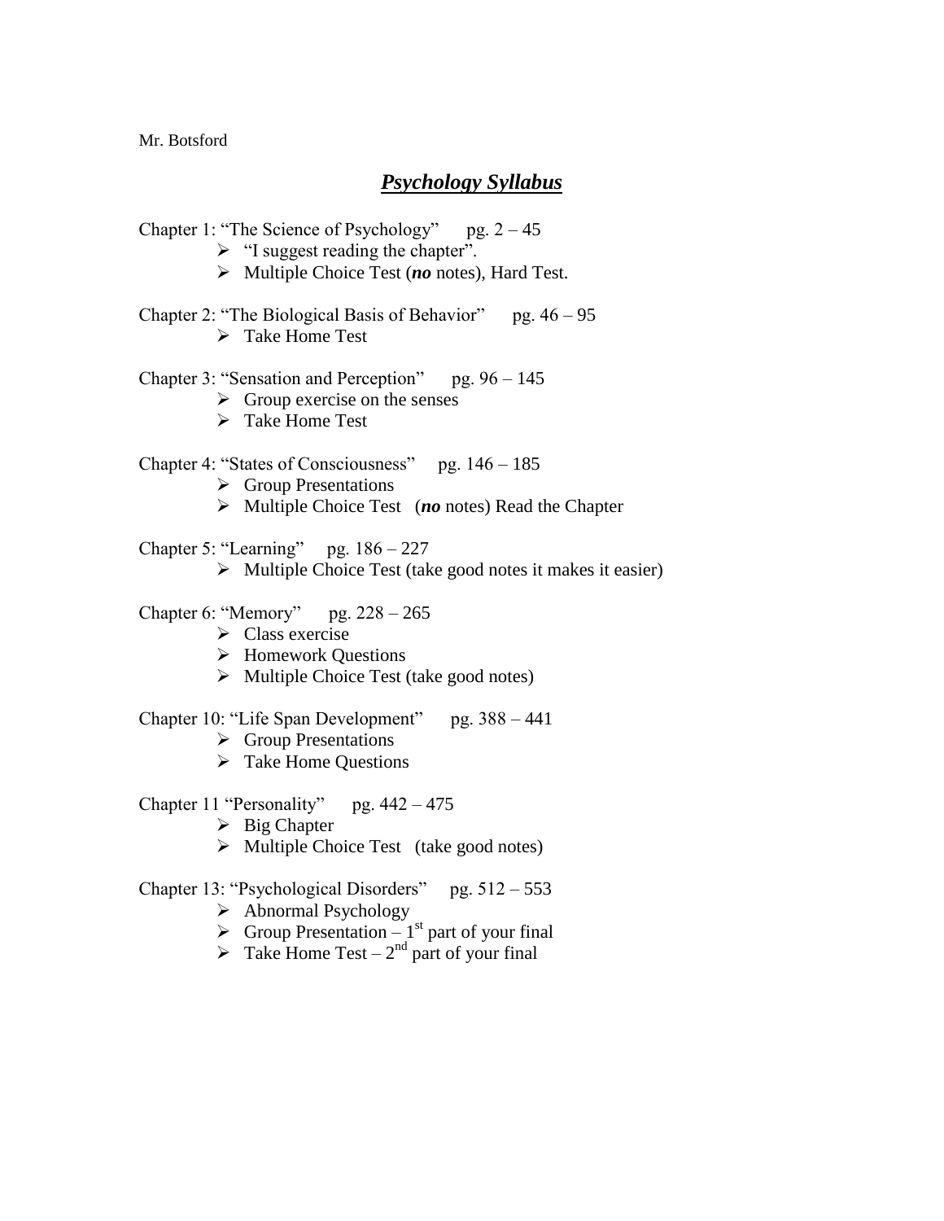Mr. Botsford

# ***Psychology Syllabus***

Chapter 1: "The Science of Psychology"     pg. 2 – 45

- "I suggest reading the chapter".
- Multiple Choice Test (***no*** notes), Hard Test.

Chapter 2: "The Biological Basis of Behavior"     pg. 46 – 95

- Take Home Test

Chapter 3: "Sensation and Perception"     pg. 96 – 145

- Group exercise on the senses
- Take Home Test

Chapter 4: "States of Consciousness"     pg. 146 – 185

- Group Presentations
- Multiple Choice Test (***no*** notes) Read the Chapter

Chapter 5: "Learning"     pg. 186 – 227

- Multiple Choice Test (take good notes it makes it easier)

Chapter 6: "Memory"     pg. 228 – 265

- Class exercise
- Homework Questions
- Multiple Choice Test (take good notes)

Chapter 10: "Life Span Development"     pg. 388 – 441

- Group Presentations
- Take Home Questions

Chapter 11 "Personality"     pg. 442 – 475

- Big Chapter
- Multiple Choice Test (take good notes)

Chapter 13: "Psychological Disorders"     pg. 512 – 553

- Abnormal Psychology
- Group Presentation – 1st part of your final
- Take Home Test – 2nd part of your final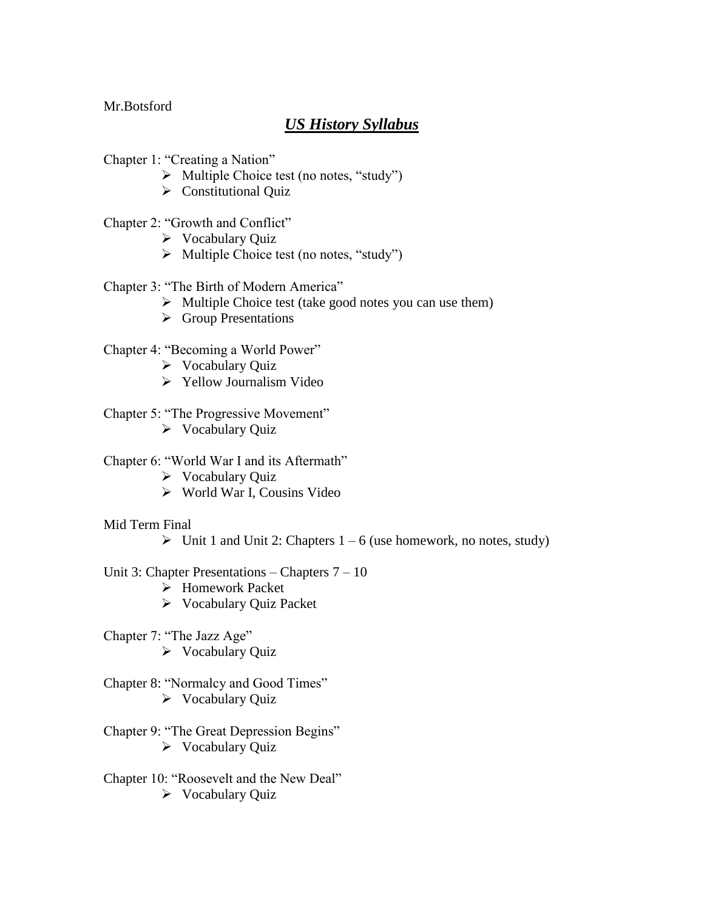Mr.Botsford

# ***US History Syllabus***

Chapter 1: "Creating a Nation"

- Multiple Choice test (no notes, "study")
- Constitutional Quiz

Chapter 2: "Growth and Conflict"

- Vocabulary Quiz
- Multiple Choice test (no notes, "study")

Chapter 3: "The Birth of Modern America"

- Multiple Choice test (take good notes you can use them)
- Group Presentations

Chapter 4: "Becoming a World Power"

- Vocabulary Quiz
- Yellow Journalism Video

Chapter 5: "The Progressive Movement"

- Vocabulary Quiz

Chapter 6: "World War I and its Aftermath"

- Vocabulary Quiz
- World War I, Cousins Video

Mid Term Final

- Unit 1 and Unit 2: Chapters 1 – 6 (use homework, no notes, study)

Unit 3: Chapter Presentations – Chapters 7 – 10

- Homework Packet
- Vocabulary Quiz Packet

Chapter 7: "The Jazz Age"

- Vocabulary Quiz

Chapter 8: "Normalcy and Good Times"

- Vocabulary Quiz

Chapter 9: "The Great Depression Begins"

- Vocabulary Quiz

Chapter 10: "Roosevelt and the New Deal"

- Vocabulary Quiz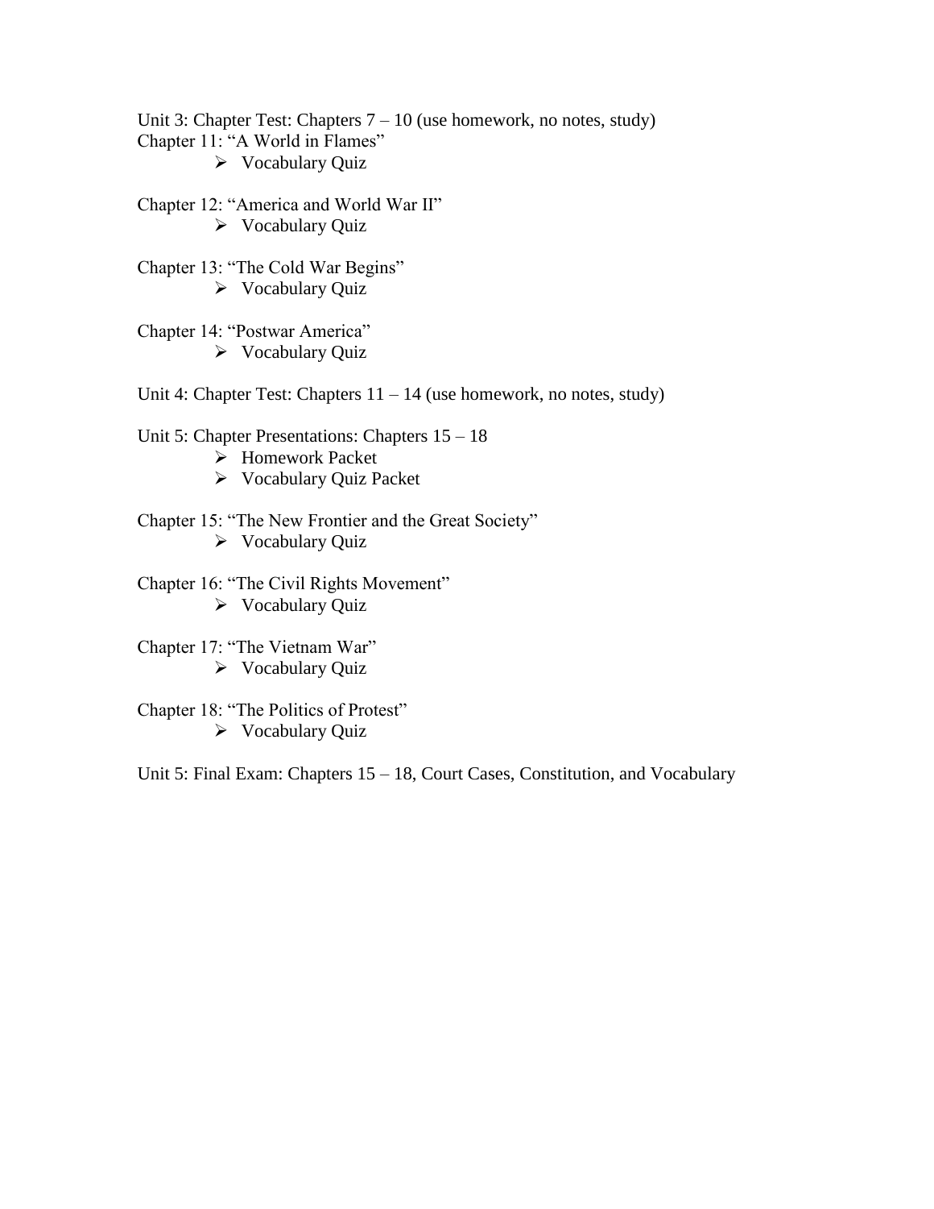Unit 3: Chapter Test: Chapters 7 – 10 (use homework, no notes, study)

Chapter 11: "A World in Flames"

- Vocabulary Quiz

Chapter 12: "America and World War II"

- Vocabulary Quiz

Chapter 13: "The Cold War Begins"

- Vocabulary Quiz

Chapter 14: "Postwar America"

- Vocabulary Quiz

Unit 4: Chapter Test: Chapters 11 – 14 (use homework, no notes, study)

Unit 5: Chapter Presentations: Chapters 15 – 18

- Homework Packet
- Vocabulary Quiz Packet

Chapter 15: "The New Frontier and the Great Society"

- Vocabulary Quiz

Chapter 16: "The Civil Rights Movement"

- Vocabulary Quiz

Chapter 17: "The Vietnam War"

- Vocabulary Quiz

Chapter 18: "The Politics of Protest"

- Vocabulary Quiz

Unit 5: Final Exam: Chapters 15 – 18, Court Cases, Constitution, and Vocabulary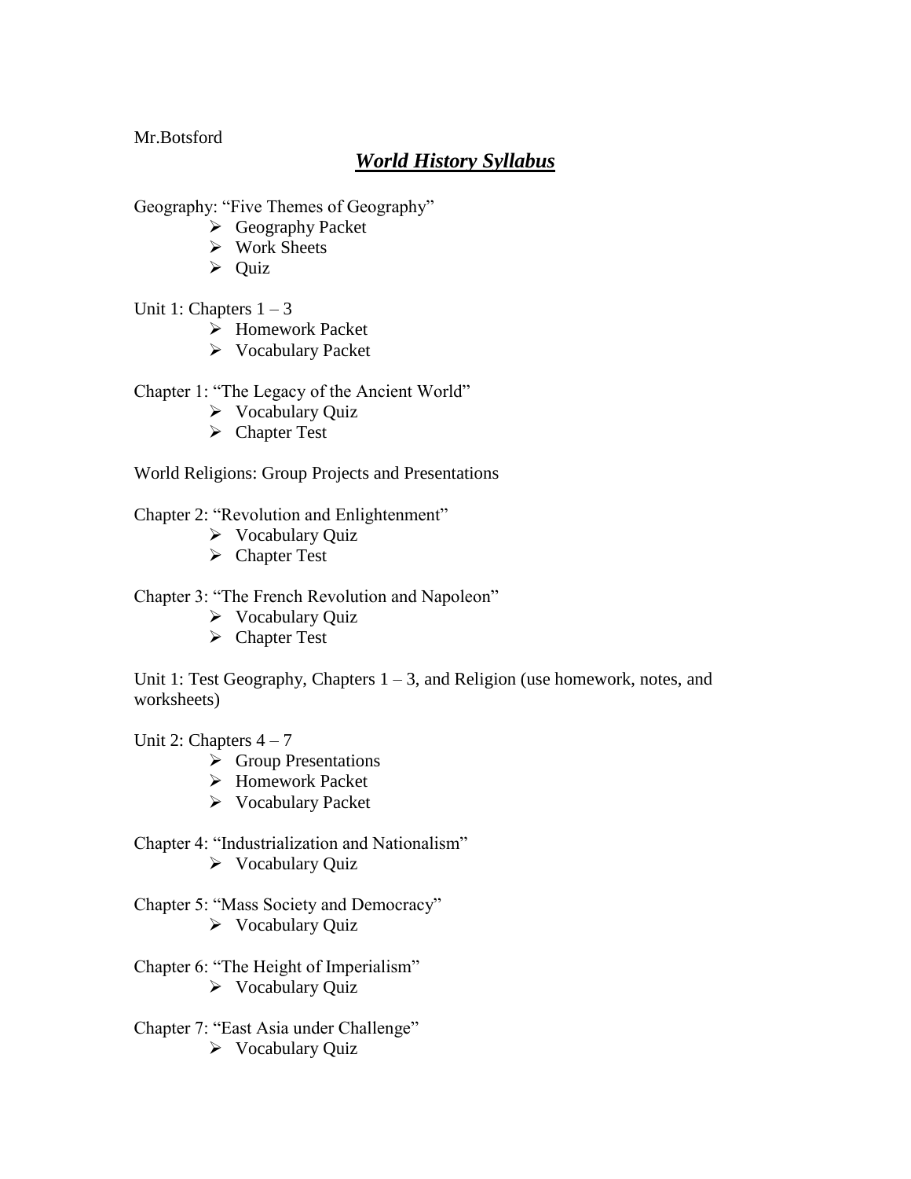Mr.Botsford

# ***World History Syllabus***

Geography: "Five Themes of Geography"

- Geography Packet
- Work Sheets
- Quiz

Unit 1: Chapters 1 – 3

- Homework Packet
- Vocabulary Packet

Chapter 1: "The Legacy of the Ancient World"

- Vocabulary Quiz
- Chapter Test

World Religions: Group Projects and Presentations

Chapter 2: "Revolution and Enlightenment"

- Vocabulary Quiz
- Chapter Test

Chapter 3: "The French Revolution and Napoleon"

- Vocabulary Quiz
- Chapter Test

Unit 1: Test Geography, Chapters 1 – 3, and Religion (use homework, notes, and worksheets)

Unit 2: Chapters 4 – 7

- Group Presentations
- Homework Packet
- Vocabulary Packet

Chapter 4: "Industrialization and Nationalism"

- Vocabulary Quiz

Chapter 5: "Mass Society and Democracy"

- Vocabulary Quiz

Chapter 6: "The Height of Imperialism"

- Vocabulary Quiz

Chapter 7: "East Asia under Challenge"

- Vocabulary Quiz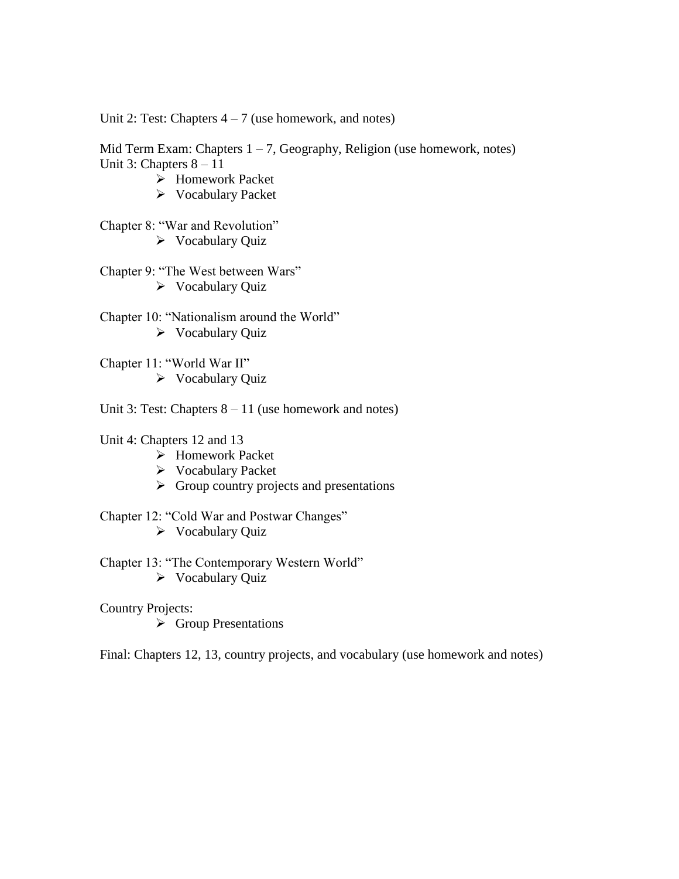Unit 2: Test: Chapters 4 – 7 (use homework, and notes)

Mid Term Exam: Chapters 1 – 7, Geography, Religion (use homework, notes)
Unit 3: Chapters 8 – 11

- Homework Packet
- Vocabulary Packet

Chapter 8: "War and Revolution"

- Vocabulary Quiz

Chapter 9: "The West between Wars"

- Vocabulary Quiz

Chapter 10: "Nationalism around the World"

- Vocabulary Quiz

Chapter 11: "World War II"

- Vocabulary Quiz

Unit 3: Test: Chapters 8 – 11 (use homework and notes)

Unit 4: Chapters 12 and 13

- Homework Packet
- Vocabulary Packet
- Group country projects and presentations

Chapter 12: "Cold War and Postwar Changes"

- Vocabulary Quiz

Chapter 13: "The Contemporary Western World"

- Vocabulary Quiz

Country Projects:

- Group Presentations

Final: Chapters 12, 13, country projects, and vocabulary (use homework and notes)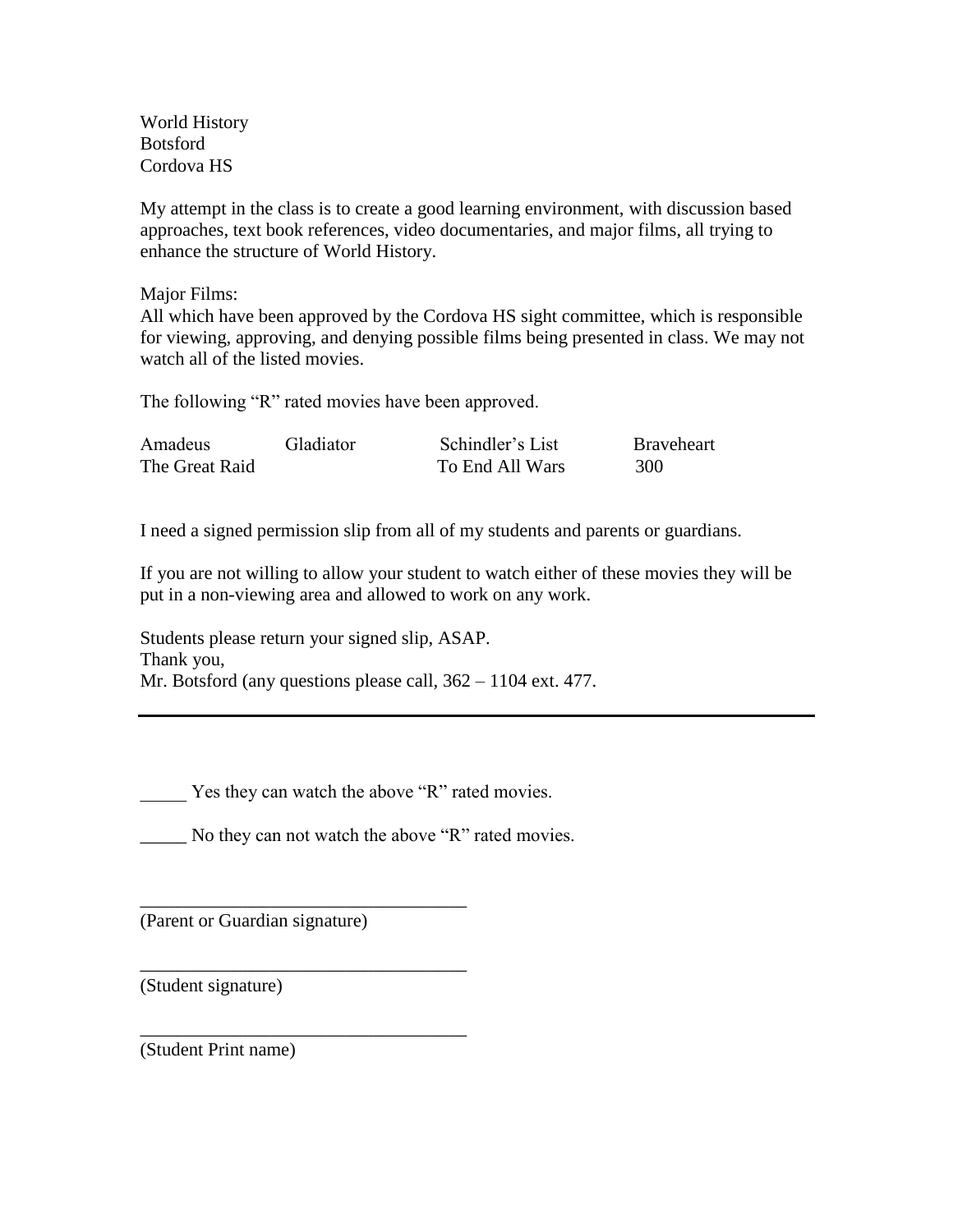World History
Botsford
Cordova HS

My attempt in the class is to create a good learning environment, with discussion based approaches, text book references, video documentaries, and major films, all trying to enhance the structure of World History.

Major Films:
All which have been approved by the Cordova HS sight committee, which is responsible for viewing, approving, and denying possible films being presented in class. We may not watch all of the listed movies.

The following "R" rated movies have been approved.

| | | | |
|---|---|---|---|
| Amadeus | Gladiator | Schindler's List | Braveheart |
| The Great Raid | | To End All Wars | 300 |

I need a signed permission slip from all of my students and parents or guardians.

If you are not willing to allow your student to watch either of these movies they will be put in a non-viewing area and allowed to work on any work.

Students please return your signed slip, ASAP.
Thank you,
Mr. Botsford (any questions please call, 362 – 1104 ext. 477.

---

_____ Yes they can watch the above "R" rated movies.

_____ No they can not watch the above "R" rated movies.

___________________________________
(Parent or Guardian signature)

___________________________________
(Student signature)

___________________________________
(Student Print name)